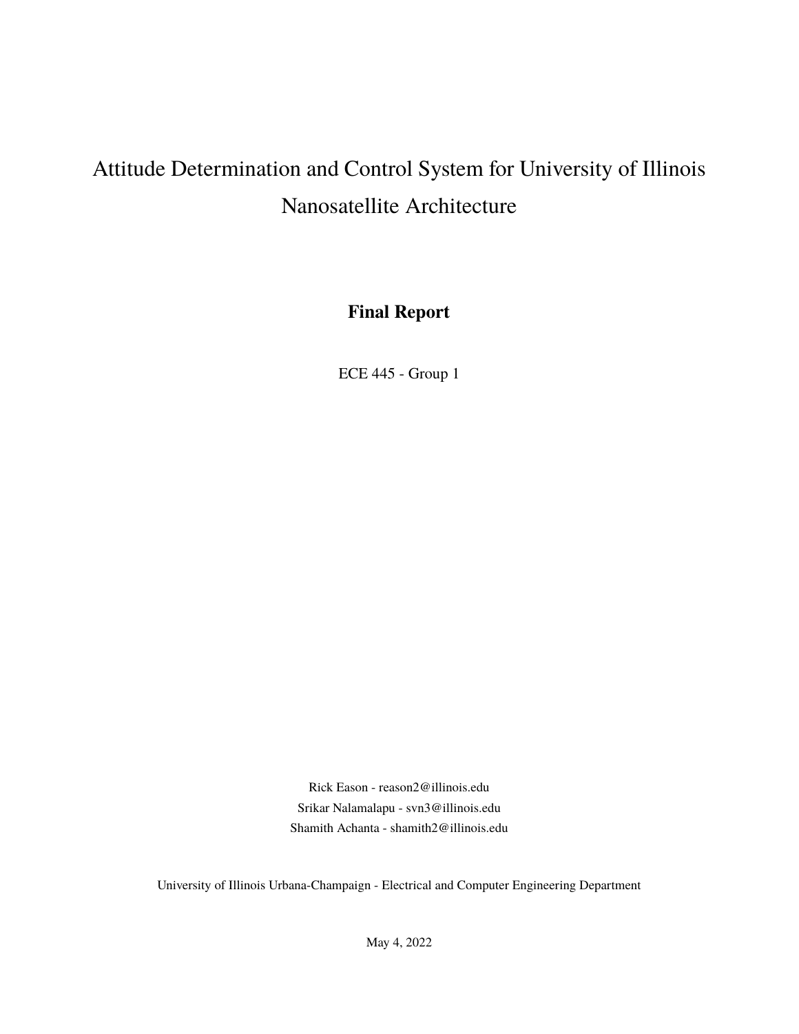# Attitude Determination and Control System for University of Illinois Nanosatellite Architecture

**Final Report**

ECE 445 - Group 1

Rick Eason - reason2@illinois.edu

Srikar Nalamalapu - svn3@illinois.edu

Shamith Achanta - shamith2@illinois.edu

University of Illinois Urbana-Champaign - Electrical and Computer Engineering Department

May 4, 2022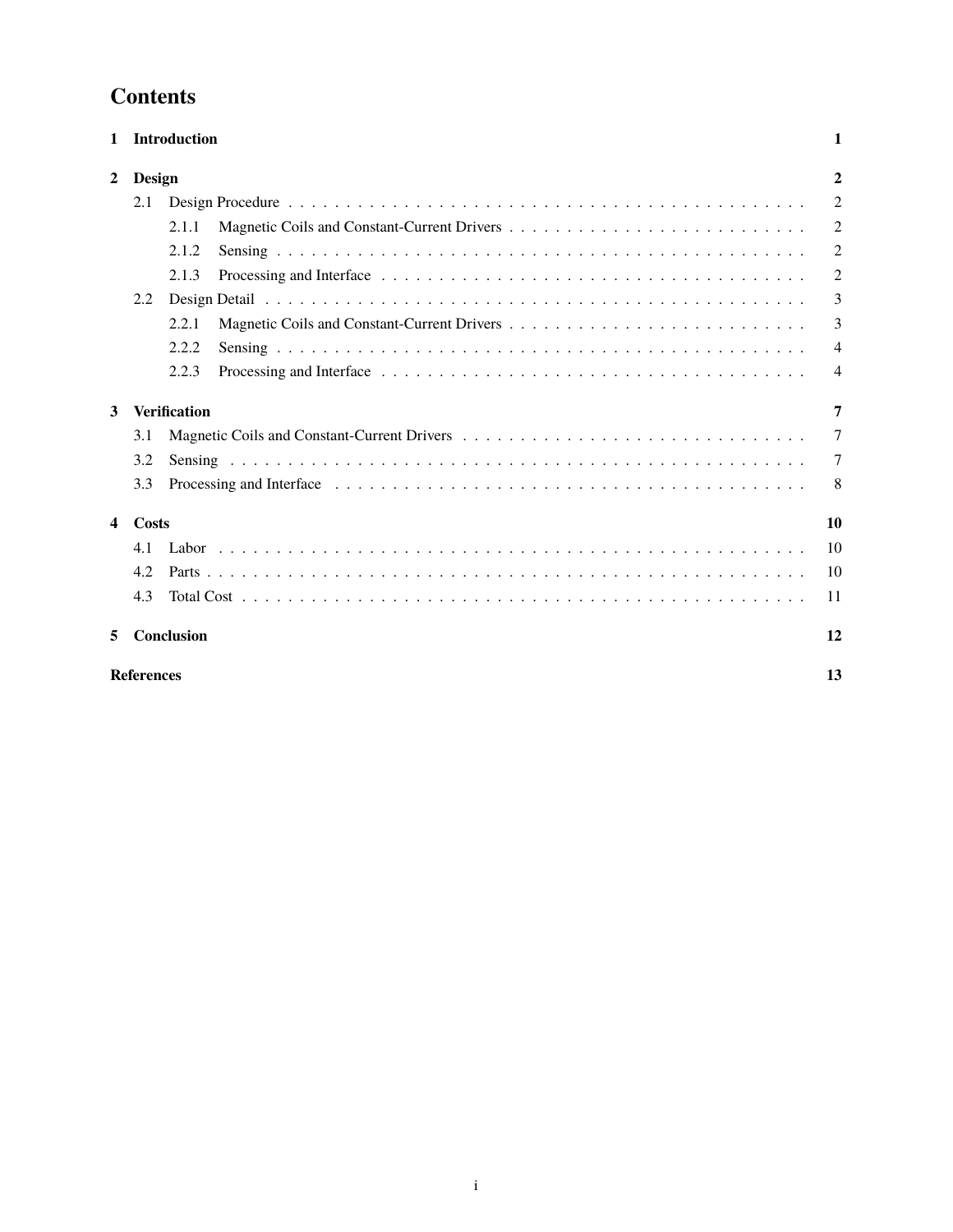# Contents

| | | |
|---|---|---|
| **1** | **Introduction** | **1** |
| **2** | **Design** | **2** |
| 2.1 | Design Procedure | 2 |
| 2.1.1 | Magnetic Coils and Constant-Current Drivers | 2 |
| 2.1.2 | Sensing | 2 |
| 2.1.3 | Processing and Interface | 2 |
| 2.2 | Design Detail | 3 |
| 2.2.1 | Magnetic Coils and Constant-Current Drivers | 3 |
| 2.2.2 | Sensing | 4 |
| 2.2.3 | Processing and Interface | 4 |
| **3** | **Verification** | **7** |
| 3.1 | Magnetic Coils and Constant-Current Drivers | 7 |
| 3.2 | Sensing | 7 |
| 3.3 | Processing and Interface | 8 |
| **4** | **Costs** | **10** |
| 4.1 | Labor | 10 |
| 4.2 | Parts | 10 |
| 4.3 | Total Cost | 11 |
| **5** | **Conclusion** | **12** |
| | **References** | **13** |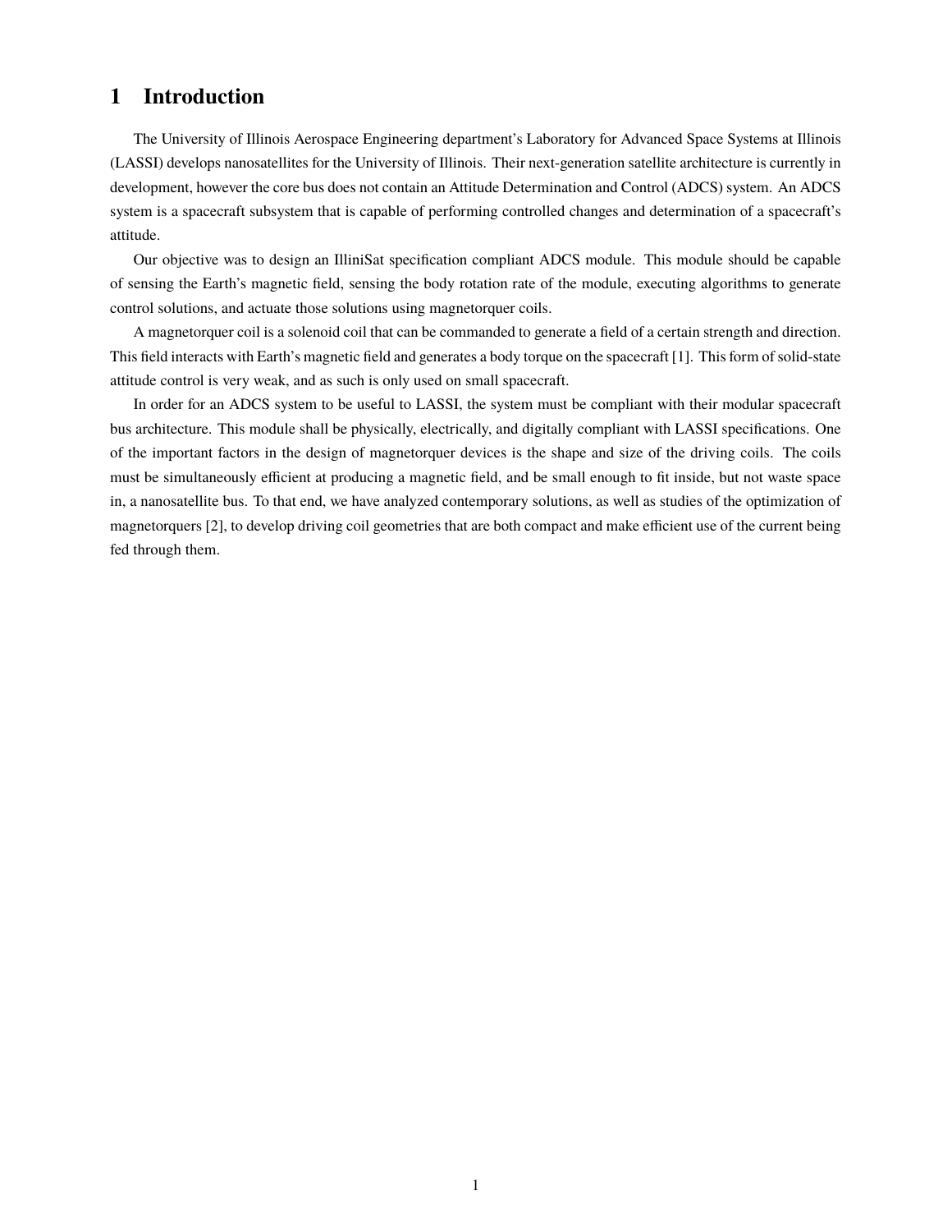# 1 Introduction

The University of Illinois Aerospace Engineering department's Laboratory for Advanced Space Systems at Illinois (LASSI) develops nanosatellites for the University of Illinois. Their next-generation satellite architecture is currently in development, however the core bus does not contain an Attitude Determination and Control (ADCS) system. An ADCS system is a spacecraft subsystem that is capable of performing controlled changes and determination of a spacecraft's attitude.

Our objective was to design an IlliniSat specification compliant ADCS module. This module should be capable of sensing the Earth's magnetic field, sensing the body rotation rate of the module, executing algorithms to generate control solutions, and actuate those solutions using magnetorquer coils.

A magnetorquer coil is a solenoid coil that can be commanded to generate a field of a certain strength and direction. This field interacts with Earth's magnetic field and generates a body torque on the spacecraft [1]. This form of solid-state attitude control is very weak, and as such is only used on small spacecraft.

In order for an ADCS system to be useful to LASSI, the system must be compliant with their modular spacecraft bus architecture. This module shall be physically, electrically, and digitally compliant with LASSI specifications. One of the important factors in the design of magnetorquer devices is the shape and size of the driving coils. The coils must be simultaneously efficient at producing a magnetic field, and be small enough to fit inside, but not waste space in, a nanosatellite bus. To that end, we have analyzed contemporary solutions, as well as studies of the optimization of magnetorquers [2], to develop driving coil geometries that are both compact and make efficient use of the current being fed through them.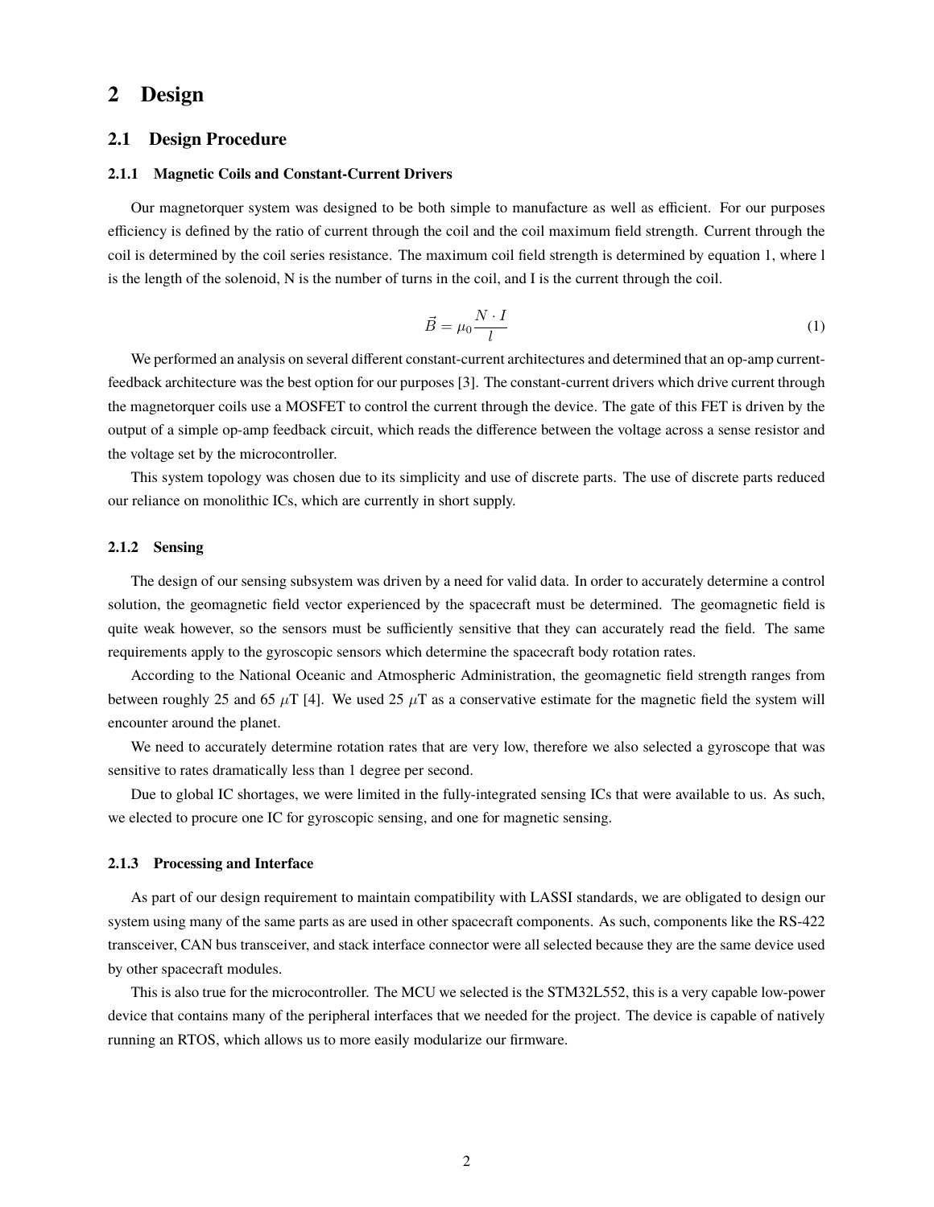# 2 Design

## 2.1 Design Procedure

### 2.1.1 Magnetic Coils and Constant-Current Drivers

Our magnetorquer system was designed to be both simple to manufacture as well as efficient. For our purposes efficiency is defined by the ratio of current through the coil and the coil maximum field strength. Current through the coil is determined by the coil series resistance. The maximum coil field strength is determined by equation 1, where l is the length of the solenoid, N is the number of turns in the coil, and I is the current through the coil.

$$\vec{B} = \mu_0 \frac{N \cdot I}{l} \tag{1}$$

We performed an analysis on several different constant-current architectures and determined that an op-amp current-feedback architecture was the best option for our purposes [3]. The constant-current drivers which drive current through the magnetorquer coils use a MOSFET to control the current through the device. The gate of this FET is driven by the output of a simple op-amp feedback circuit, which reads the difference between the voltage across a sense resistor and the voltage set by the microcontroller.

This system topology was chosen due to its simplicity and use of discrete parts. The use of discrete parts reduced our reliance on monolithic ICs, which are currently in short supply.

### 2.1.2 Sensing

The design of our sensing subsystem was driven by a need for valid data. In order to accurately determine a control solution, the geomagnetic field vector experienced by the spacecraft must be determined. The geomagnetic field is quite weak however, so the sensors must be sufficiently sensitive that they can accurately read the field. The same requirements apply to the gyroscopic sensors which determine the spacecraft body rotation rates.

According to the National Oceanic and Atmospheric Administration, the geomagnetic field strength ranges from between roughly 25 and 65 $\mu$T [4]. We used 25 $\mu$T as a conservative estimate for the magnetic field the system will encounter around the planet.

We need to accurately determine rotation rates that are very low, therefore we also selected a gyroscope that was sensitive to rates dramatically less than 1 degree per second.

Due to global IC shortages, we were limited in the fully-integrated sensing ICs that were available to us. As such, we elected to procure one IC for gyroscopic sensing, and one for magnetic sensing.

### 2.1.3 Processing and Interface

As part of our design requirement to maintain compatibility with LASSI standards, we are obligated to design our system using many of the same parts as are used in other spacecraft components. As such, components like the RS-422 transceiver, CAN bus transceiver, and stack interface connector were all selected because they are the same device used by other spacecraft modules.

This is also true for the microcontroller. The MCU we selected is the STM32L552, this is a very capable low-power device that contains many of the peripheral interfaces that we needed for the project. The device is capable of natively running an RTOS, which allows us to more easily modularize our firmware.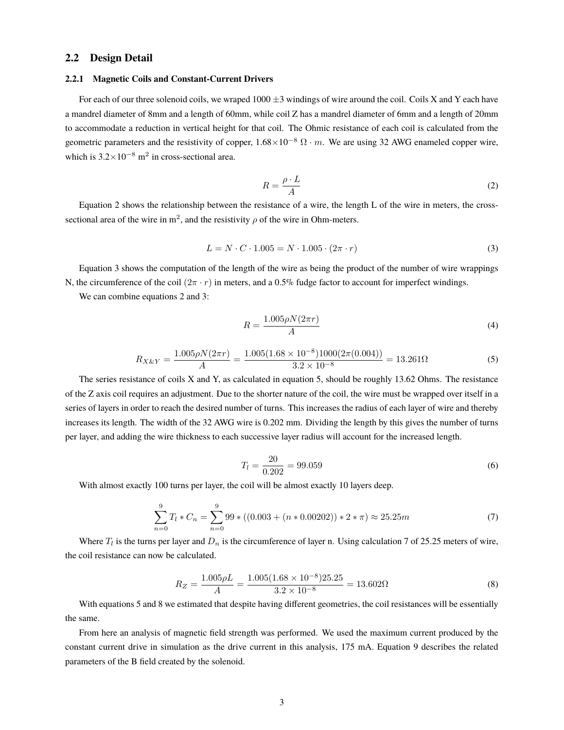## 2.2 Design Detail

### 2.2.1 Magnetic Coils and Constant-Current Drivers

For each of our three solenoid coils, we wraped 1000 $\pm 3$ windings of wire around the coil. Coils X and Y each have a mandrel diameter of 8mm and a length of 60mm, while coil Z has a mandrel diameter of 6mm and a length of 20mm to accommodate a reduction in vertical height for that coil. The Ohmic resistance of each coil is calculated from the geometric parameters and the resistivity of copper, $1.68\times10^{-8}\ \Omega \cdot m$. We are using 32 AWG enameled copper wire, which is $3.2\times10^{-8}$ m$^2$ in cross-sectional area.

$$R = \frac{\rho \cdot L}{A} \tag{2}$$

Equation 2 shows the relationship between the resistance of a wire, the length L of the wire in meters, the cross-sectional area of the wire in m$^2$, and the resistivity $\rho$ of the wire in Ohm-meters.

$$L = N \cdot C \cdot 1.005 = N \cdot 1.005 \cdot (2\pi \cdot r) \tag{3}$$

Equation 3 shows the computation of the length of the wire as being the product of the number of wire wrappings N, the circumference of the coil $(2\pi \cdot r)$ in meters, and a 0.5% fudge factor to account for imperfect windings.

We can combine equations 2 and 3:

$$R = \frac{1.005\rho N(2\pi r)}{A} \tag{4}$$

$$R_{X\&Y} = \frac{1.005\rho N(2\pi r)}{A} = \frac{1.005(1.68\times10^{-8})1000(2\pi(0.004))}{3.2\times10^{-8}} = 13.261\Omega \tag{5}$$

The series resistance of coils X and Y, as calculated in equation 5, should be roughly 13.62 Ohms. The resistance of the Z axis coil requires an adjustment. Due to the shorter nature of the coil, the wire must be wrapped over itself in a series of layers in order to reach the desired number of turns. This increases the radius of each layer of wire and thereby increases its length. The width of the 32 AWG wire is 0.202 mm. Dividing the length by this gives the number of turns per layer, and adding the wire thickness to each successive layer radius will account for the increased length.

$$T_l = \frac{20}{0.202} = 99.059 \tag{6}$$

With almost exactly 100 turns per layer, the coil will be almost exactly 10 layers deep.

$$\sum_{n=0}^{9} T_l * C_n = \sum_{n=0}^{9} 99 * ((0.003 + (n * 0.00202)) * 2 * \pi) \approx 25.25m \tag{7}$$

Where $T_l$ is the turns per layer and $D_n$ is the circumference of layer n. Using calculation 7 of 25.25 meters of wire, the coil resistance can now be calculated.

$$R_Z = \frac{1.005\rho L}{A} = \frac{1.005(1.68\times10^{-8})25.25}{3.2\times10^{-8}} = 13.602\Omega \tag{8}$$

With equations 5 and 8 we estimated that despite having different geometries, the coil resistances will be essentially the same.

From here an analysis of magnetic field strength was performed. We used the maximum current produced by the constant current drive in simulation as the drive current in this analysis, 175 mA. Equation 9 describes the related parameters of the B field created by the solenoid.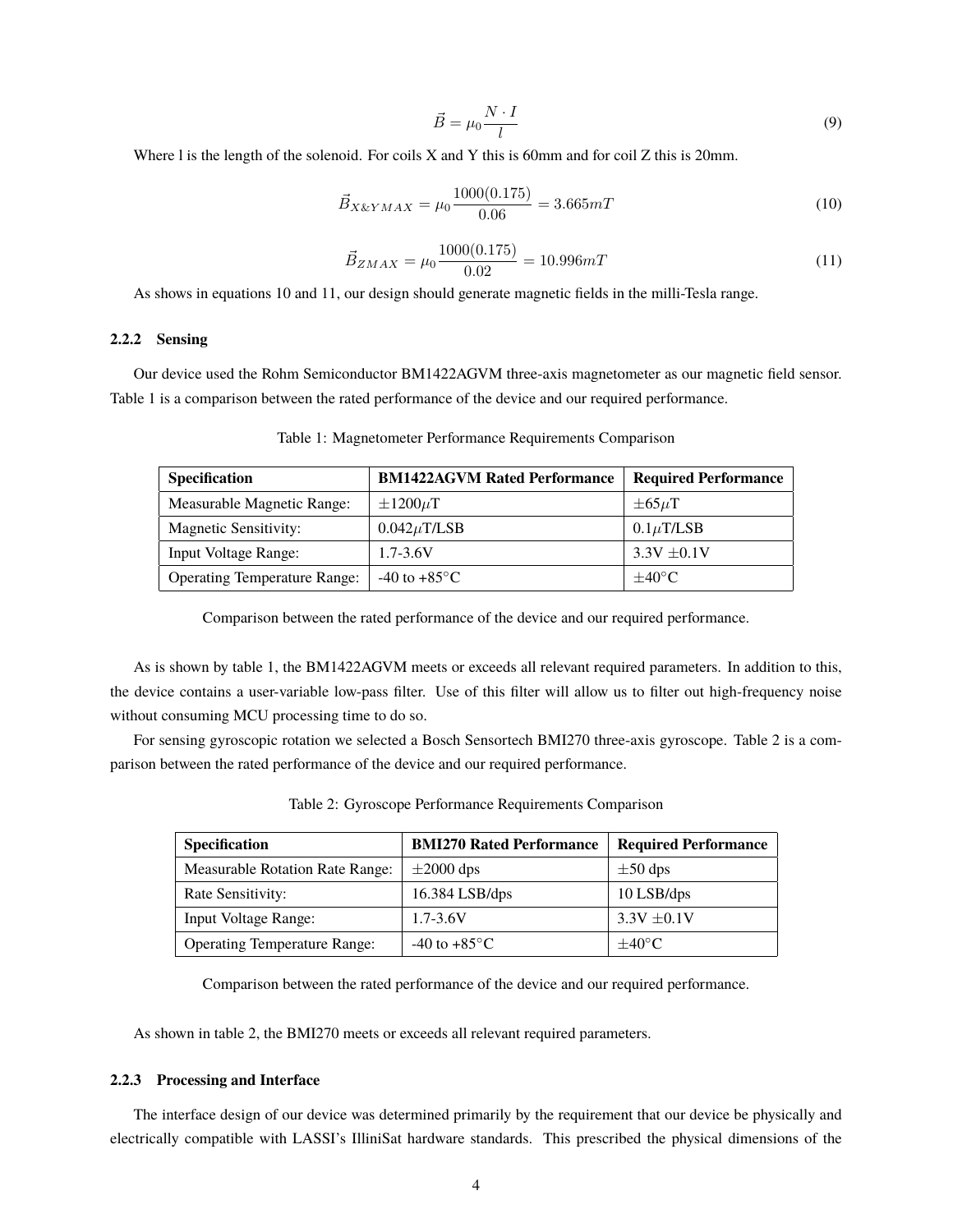$$\vec{B} = \mu_0 \frac{N \cdot I}{l} \tag{9}$$

Where l is the length of the solenoid. For coils X and Y this is 60mm and for coil Z this is 20mm.

$$\vec{B}_{X\&YMAX} = \mu_0 \frac{1000(0.175)}{0.06} = 3.665mT \tag{10}$$

$$\vec{B}_{ZMAX} = \mu_0 \frac{1000(0.175)}{0.02} = 10.996mT \tag{11}$$

As shows in equations 10 and 11, our design should generate magnetic fields in the milli-Tesla range.

### 2.2.2 Sensing

Our device used the Rohm Semiconductor BM1422AGVM three-axis magnetometer as our magnetic field sensor. Table 1 is a comparison between the rated performance of the device and our required performance.

Table 1: Magnetometer Performance Requirements Comparison

| **Specification** | **BM1422AGVM Rated Performance** | **Required Performance** |
|---|---|---|
| Measurable Magnetic Range: | $\pm 1200 \mu$T | $\pm 65 \mu$T |
| Magnetic Sensitivity: | $0.042 \mu$T/LSB | $0.1 \mu$T/LSB |
| Input Voltage Range: | 1.7-3.6V | 3.3V $\pm$0.1V |
| Operating Temperature Range: | -40 to +85°C | $\pm$40°C |

Comparison between the rated performance of the device and our required performance.

As is shown by table 1, the BM1422AGVM meets or exceeds all relevant required parameters. In addition to this, the device contains a user-variable low-pass filter. Use of this filter will allow us to filter out high-frequency noise without consuming MCU processing time to do so.

For sensing gyroscopic rotation we selected a Bosch Sensortech BMI270 three-axis gyroscope. Table 2 is a comparison between the rated performance of the device and our required performance.

Table 2: Gyroscope Performance Requirements Comparison

| **Specification** | **BMI270 Rated Performance** | **Required Performance** |
|---|---|---|
| Measurable Rotation Rate Range: | $\pm$2000 dps | $\pm$50 dps |
| Rate Sensitivity: | 16.384 LSB/dps | 10 LSB/dps |
| Input Voltage Range: | 1.7-3.6V | 3.3V $\pm$0.1V |
| Operating Temperature Range: | -40 to +85°C | $\pm$40°C |

Comparison between the rated performance of the device and our required performance.

As shown in table 2, the BMI270 meets or exceeds all relevant required parameters.

### 2.2.3 Processing and Interface

The interface design of our device was determined primarily by the requirement that our device be physically and electrically compatible with LASSI's IlliniSat hardware standards. This prescribed the physical dimensions of the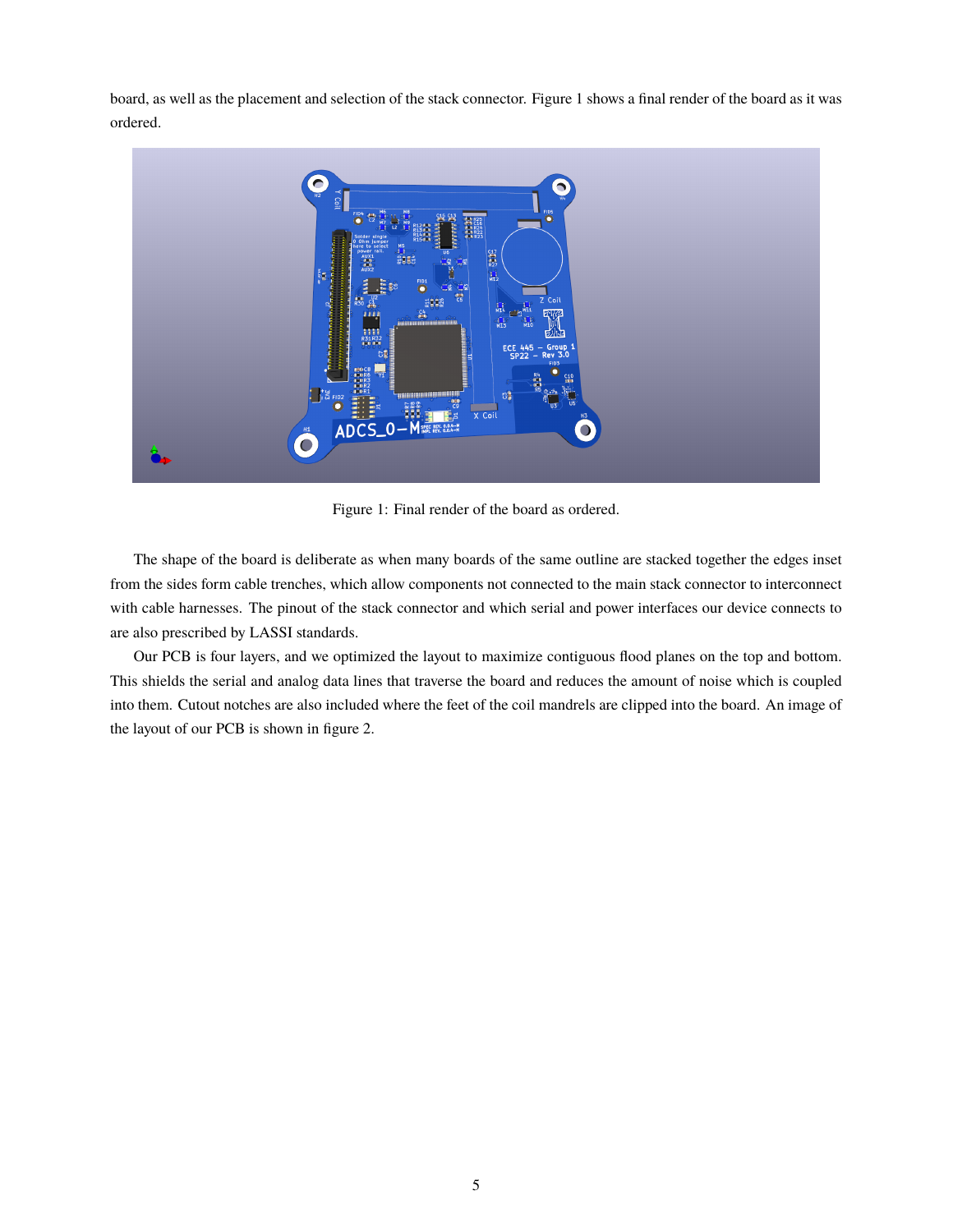board, as well as the placement and selection of the stack connector. Figure 1 shows a final render of the board as it was ordered.

Figure 1: Final render of the board as ordered.

The shape of the board is deliberate as when many boards of the same outline are stacked together the edges inset from the sides form cable trenches, which allow components not connected to the main stack connector to interconnect with cable harnesses. The pinout of the stack connector and which serial and power interfaces our device connects to are also prescribed by LASSI standards.

Our PCB is four layers, and we optimized the layout to maximize contiguous flood planes on the top and bottom. This shields the serial and analog data lines that traverse the board and reduces the amount of noise which is coupled into them. Cutout notches are also included where the feet of the coil mandrels are clipped into the board. An image of the layout of our PCB is shown in figure 2.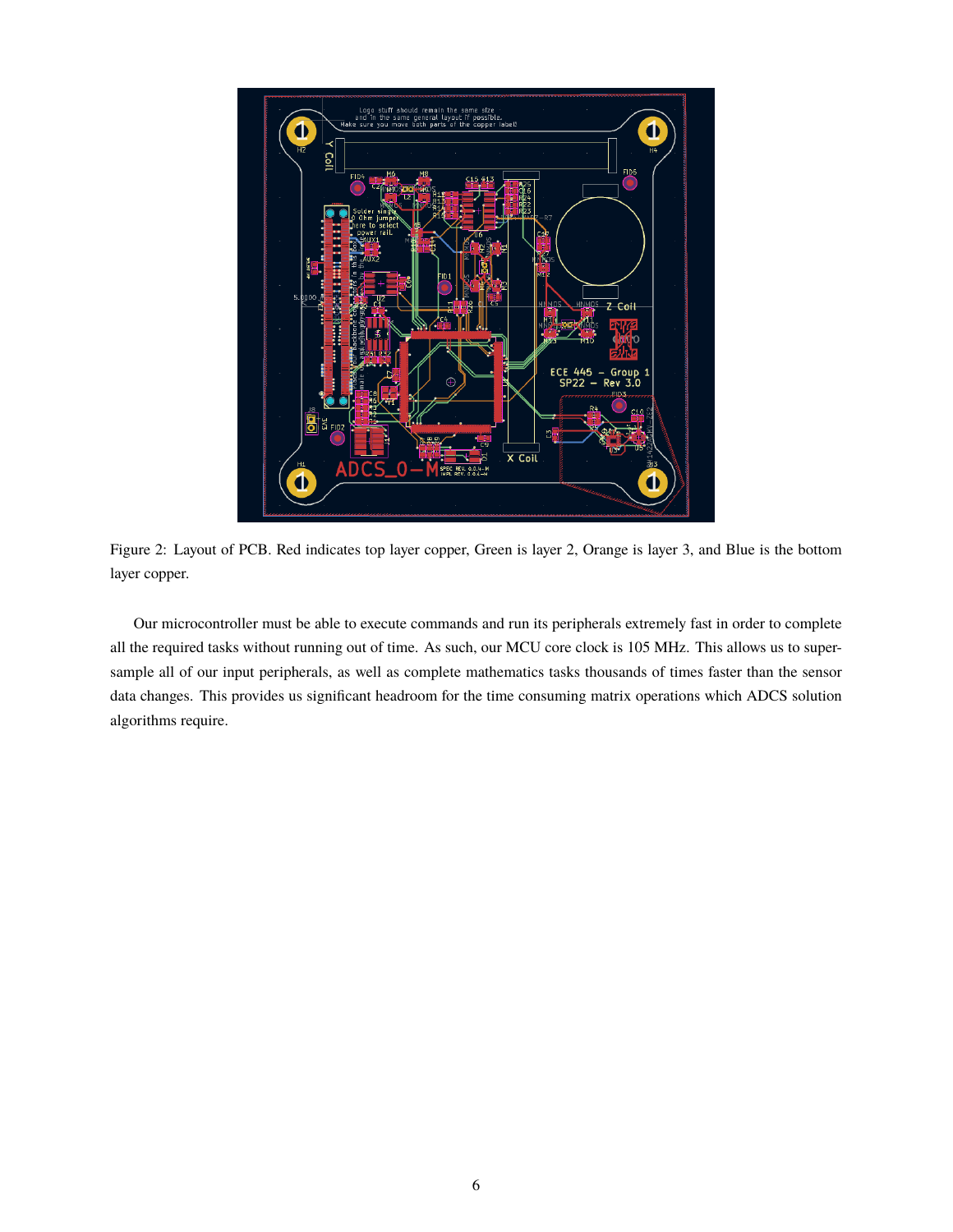Figure 2: Layout of PCB. Red indicates top layer copper, Green is layer 2, Orange is layer 3, and Blue is the bottom layer copper.

Our microcontroller must be able to execute commands and run its peripherals extremely fast in order to complete all the required tasks without running out of time. As such, our MCU core clock is 105 MHz. This allows us to super-sample all of our input peripherals, as well as complete mathematics tasks thousands of times faster than the sensor data changes. This provides us significant headroom for the time consuming matrix operations which ADCS solution algorithms require.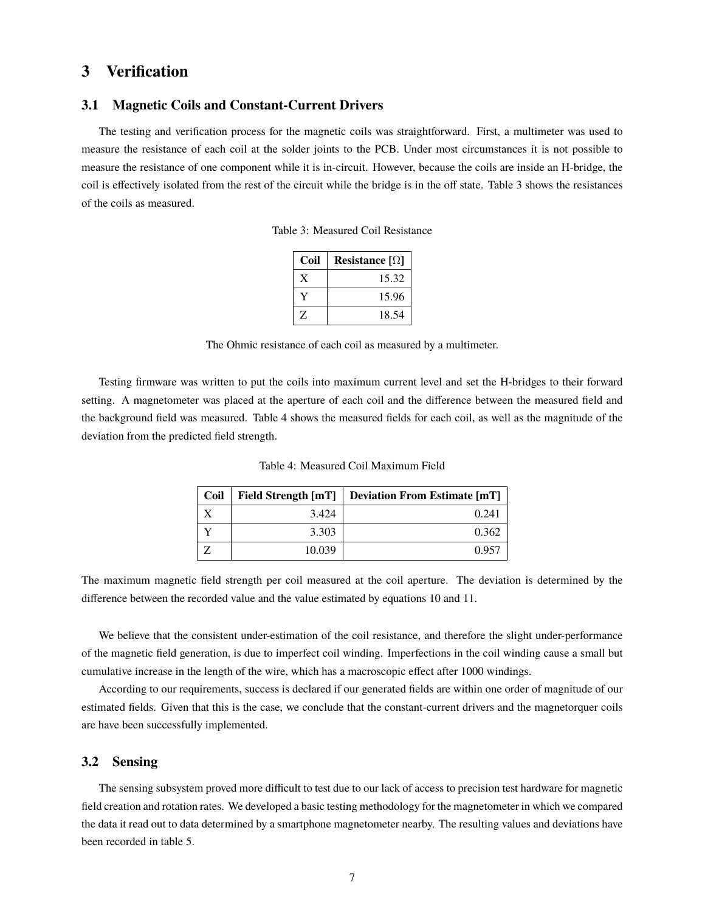# 3 Verification

## 3.1 Magnetic Coils and Constant-Current Drivers

The testing and verification process for the magnetic coils was straightforward. First, a multimeter was used to measure the resistance of each coil at the solder joints to the PCB. Under most circumstances it is not possible to measure the resistance of one component while it is in-circuit. However, because the coils are inside an H-bridge, the coil is effectively isolated from the rest of the circuit while the bridge is in the off state. Table 3 shows the resistances of the coils as measured.

Table 3: Measured Coil Resistance

| Coil | Resistance [$\Omega$] |
|---|---:|
| X | 15.32 |
| Y | 15.96 |
| Z | 18.54 |

The Ohmic resistance of each coil as measured by a multimeter.

Testing firmware was written to put the coils into maximum current level and set the H-bridges to their forward setting. A magnetometer was placed at the aperture of each coil and the difference between the measured field and the background field was measured. Table 4 shows the measured fields for each coil, as well as the magnitude of the deviation from the predicted field strength.

Table 4: Measured Coil Maximum Field

| Coil | Field Strength [mT] | Deviation From Estimate [mT] |
|---|---:|---:|
| X | 3.424 | 0.241 |
| Y | 3.303 | 0.362 |
| Z | 10.039 | 0.957 |

The maximum magnetic field strength per coil measured at the coil aperture. The deviation is determined by the difference between the recorded value and the value estimated by equations 10 and 11.

We believe that the consistent under-estimation of the coil resistance, and therefore the slight under-performance of the magnetic field generation, is due to imperfect coil winding. Imperfections in the coil winding cause a small but cumulative increase in the length of the wire, which has a macroscopic effect after 1000 windings.

According to our requirements, success is declared if our generated fields are within one order of magnitude of our estimated fields. Given that this is the case, we conclude that the constant-current drivers and the magnetorquer coils are have been successfully implemented.

## 3.2 Sensing

The sensing subsystem proved more difficult to test due to our lack of access to precision test hardware for magnetic field creation and rotation rates. We developed a basic testing methodology for the magnetometer in which we compared the data it read out to data determined by a smartphone magnetometer nearby. The resulting values and deviations have been recorded in table 5.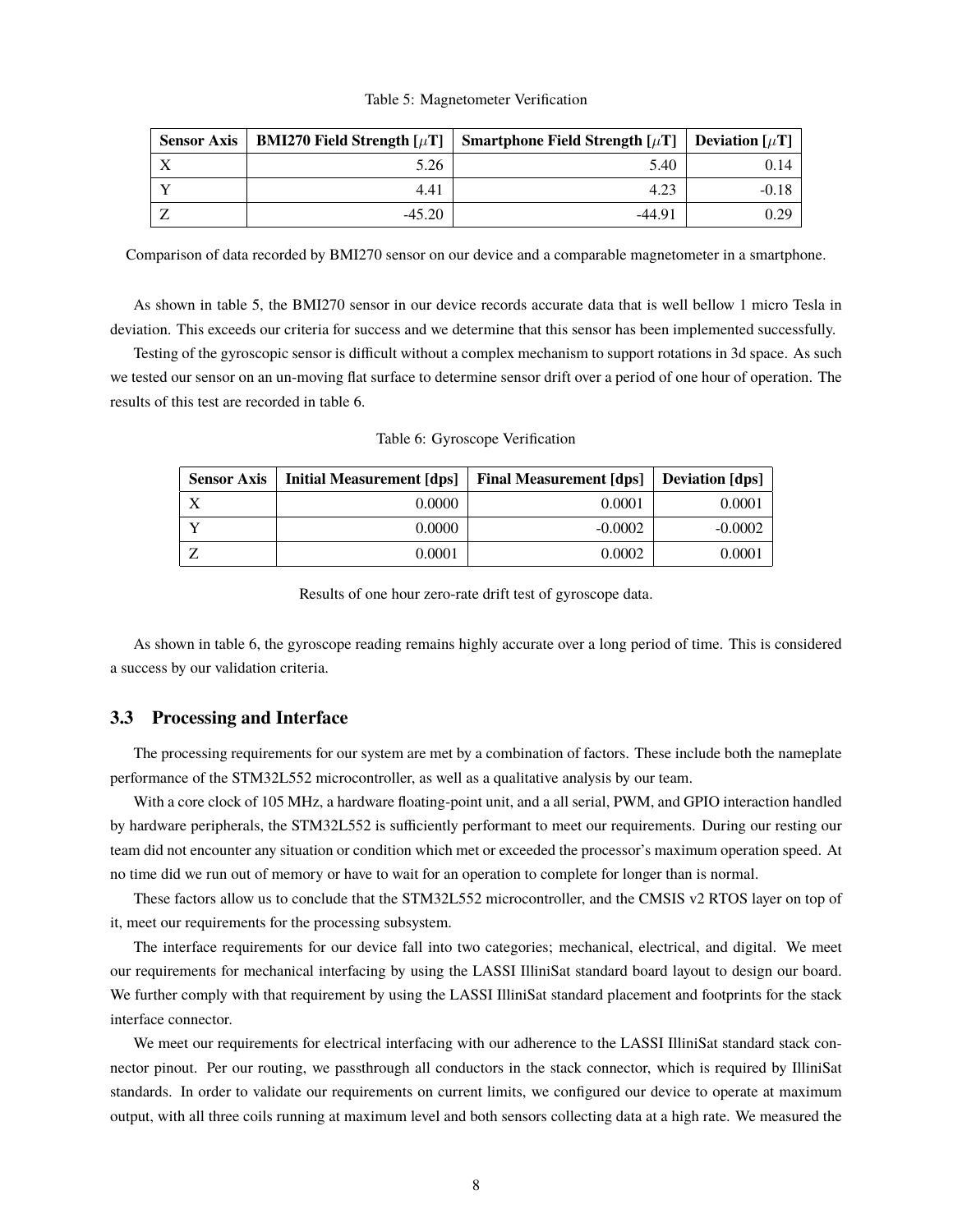Table 5: Magnetometer Verification

| Sensor Axis | BMI270 Field Strength [$\mu$T] | Smartphone Field Strength [$\mu$T] | Deviation [$\mu$T] |
|---|---|---|---|
| X | 5.26 | 5.40 | 0.14 |
| Y | 4.41 | 4.23 | -0.18 |
| Z | -45.20 | -44.91 | 0.29 |

Comparison of data recorded by BMI270 sensor on our device and a comparable magnetometer in a smartphone.

As shown in table 5, the BMI270 sensor in our device records accurate data that is well bellow 1 micro Tesla in deviation. This exceeds our criteria for success and we determine that this sensor has been implemented successfully.

Testing of the gyroscopic sensor is difficult without a complex mechanism to support rotations in 3d space. As such we tested our sensor on an un-moving flat surface to determine sensor drift over a period of one hour of operation. The results of this test are recorded in table 6.

Table 6: Gyroscope Verification

| Sensor Axis | Initial Measurement [dps] | Final Measurement [dps] | Deviation [dps] |
|---|---|---|---|
| X | 0.0000 | 0.0001 | 0.0001 |
| Y | 0.0000 | -0.0002 | -0.0002 |
| Z | 0.0001 | 0.0002 | 0.0001 |

Results of one hour zero-rate drift test of gyroscope data.

As shown in table 6, the gyroscope reading remains highly accurate over a long period of time. This is considered a success by our validation criteria.

### 3.3 Processing and Interface

The processing requirements for our system are met by a combination of factors. These include both the nameplate performance of the STM32L552 microcontroller, as well as a qualitative analysis by our team.

With a core clock of 105 MHz, a hardware floating-point unit, and a all serial, PWM, and GPIO interaction handled by hardware peripherals, the STM32L552 is sufficiently performant to meet our requirements. During our resting our team did not encounter any situation or condition which met or exceeded the processor's maximum operation speed. At no time did we run out of memory or have to wait for an operation to complete for longer than is normal.

These factors allow us to conclude that the STM32L552 microcontroller, and the CMSIS v2 RTOS layer on top of it, meet our requirements for the processing subsystem.

The interface requirements for our device fall into two categories; mechanical, electrical, and digital. We meet our requirements for mechanical interfacing by using the LASSI IlliniSat standard board layout to design our board. We further comply with that requirement by using the LASSI IlliniSat standard placement and footprints for the stack interface connector.

We meet our requirements for electrical interfacing with our adherence to the LASSI IlliniSat standard stack connector pinout. Per our routing, we passthrough all conductors in the stack connector, which is required by IlliniSat standards. In order to validate our requirements on current limits, we configured our device to operate at maximum output, with all three coils running at maximum level and both sensors collecting data at a high rate. We measured the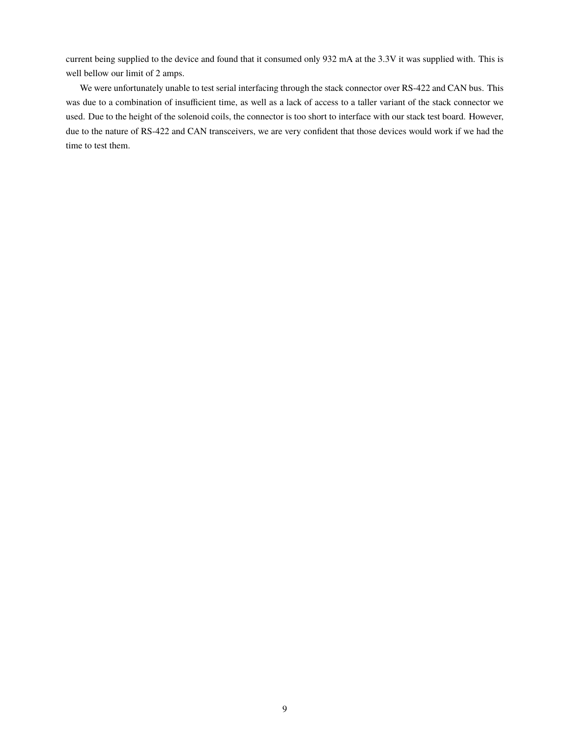current being supplied to the device and found that it consumed only 932 mA at the 3.3V it was supplied with. This is well bellow our limit of 2 amps.

We were unfortunately unable to test serial interfacing through the stack connector over RS-422 and CAN bus. This was due to a combination of insufficient time, as well as a lack of access to a taller variant of the stack connector we used. Due to the height of the solenoid coils, the connector is too short to interface with our stack test board. However, due to the nature of RS-422 and CAN transceivers, we are very confident that those devices would work if we had the time to test them.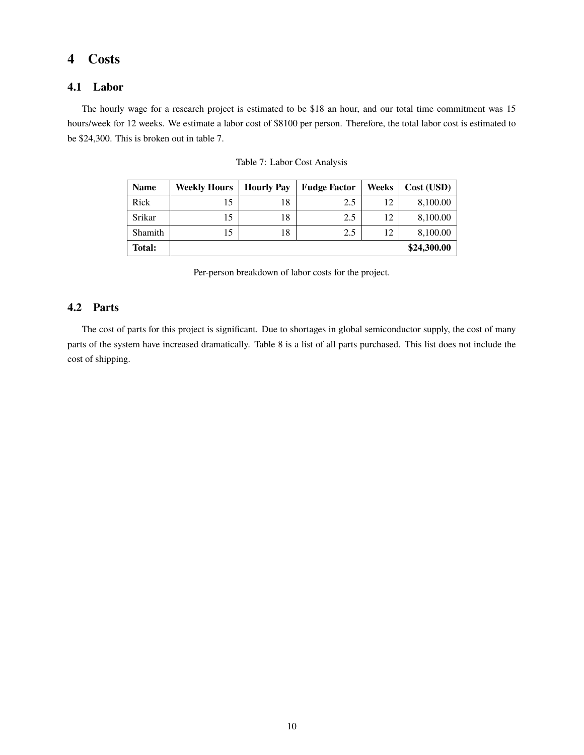# 4 Costs

## 4.1 Labor

The hourly wage for a research project is estimated to be $18 an hour, and our total time commitment was 15 hours/week for 12 weeks. We estimate a labor cost of $8100 per person. Therefore, the total labor cost is estimated to be $24,300. This is broken out in table 7.

Table 7: Labor Cost Analysis

| **Name** | **Weekly Hours** | **Hourly Pay** | **Fudge Factor** | **Weeks** | **Cost (USD)** |
|---|---|---|---|---|---|
| Rick | 15 | 18 | 2.5 | 12 | 8,100.00 |
| Srikar | 15 | 18 | 2.5 | 12 | 8,100.00 |
| Shamith | 15 | 18 | 2.5 | 12 | 8,100.00 |
| **Total:** | | | | | **$24,300.00** |

Per-person breakdown of labor costs for the project.

## 4.2 Parts

The cost of parts for this project is significant. Due to shortages in global semiconductor supply, the cost of many parts of the system have increased dramatically. Table 8 is a list of all parts purchased. This list does not include the cost of shipping.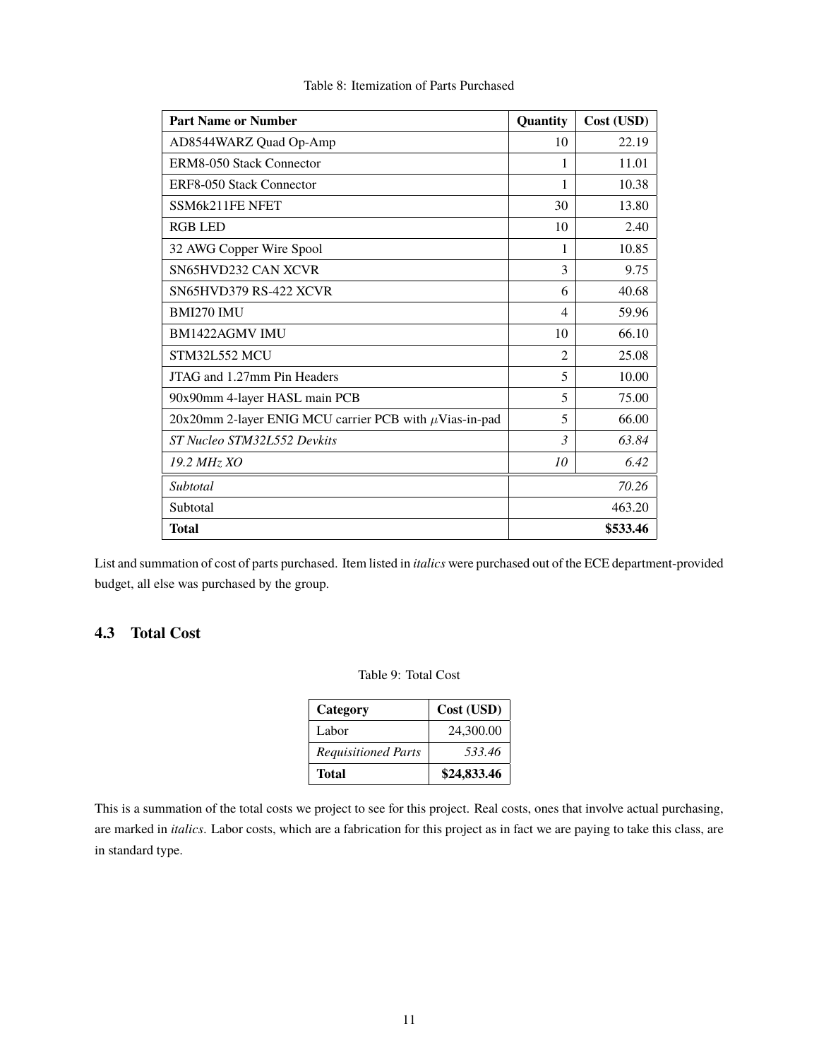Table 8: Itemization of Parts Purchased

| **Part Name or Number** | **Quantity** | **Cost (USD)** |
| --- | --- | --- |
| AD8544WARZ Quad Op-Amp | 10 | 22.19 |
| ERM8-050 Stack Connector | 1 | 11.01 |
| ERF8-050 Stack Connector | 1 | 10.38 |
| SSM6k211FE NFET | 30 | 13.80 |
| RGB LED | 10 | 2.40 |
| 32 AWG Copper Wire Spool | 1 | 10.85 |
| SN65HVD232 CAN XCVR | 3 | 9.75 |
| SN65HVD379 RS-422 XCVR | 6 | 40.68 |
| BMI270 IMU | 4 | 59.96 |
| BM1422AGMV IMU | 10 | 66.10 |
| STM32L552 MCU | 2 | 25.08 |
| JTAG and 1.27mm Pin Headers | 5 | 10.00 |
| 90x90mm 4-layer HASL main PCB | 5 | 75.00 |
| 20x20mm 2-layer ENIG MCU carrier PCB with $\mu$Vias-in-pad | 5 | 66.00 |
| *ST Nucleo STM32L552 Devkits* | *3* | *63.84* |
| *19.2 MHz XO* | *10* | *6.42* |
| *Subtotal* | | *70.26* |
| Subtotal | | 463.20 |
| **Total** | | **$533.46** |

List and summation of cost of parts purchased. Item listed in *italics* were purchased out of the ECE department-provided budget, all else was purchased by the group.

### 4.3 Total Cost

Table 9: Total Cost

| **Category** | **Cost (USD)** |
| --- | --- |
| Labor | 24,300.00 |
| *Requisitioned Parts* | *533.46* |
| **Total** | **$24,833.46** |

This is a summation of the total costs we project to see for this project. Real costs, ones that involve actual purchasing, are marked in *italics*. Labor costs, which are a fabrication for this project as in fact we are paying to take this class, are in standard type.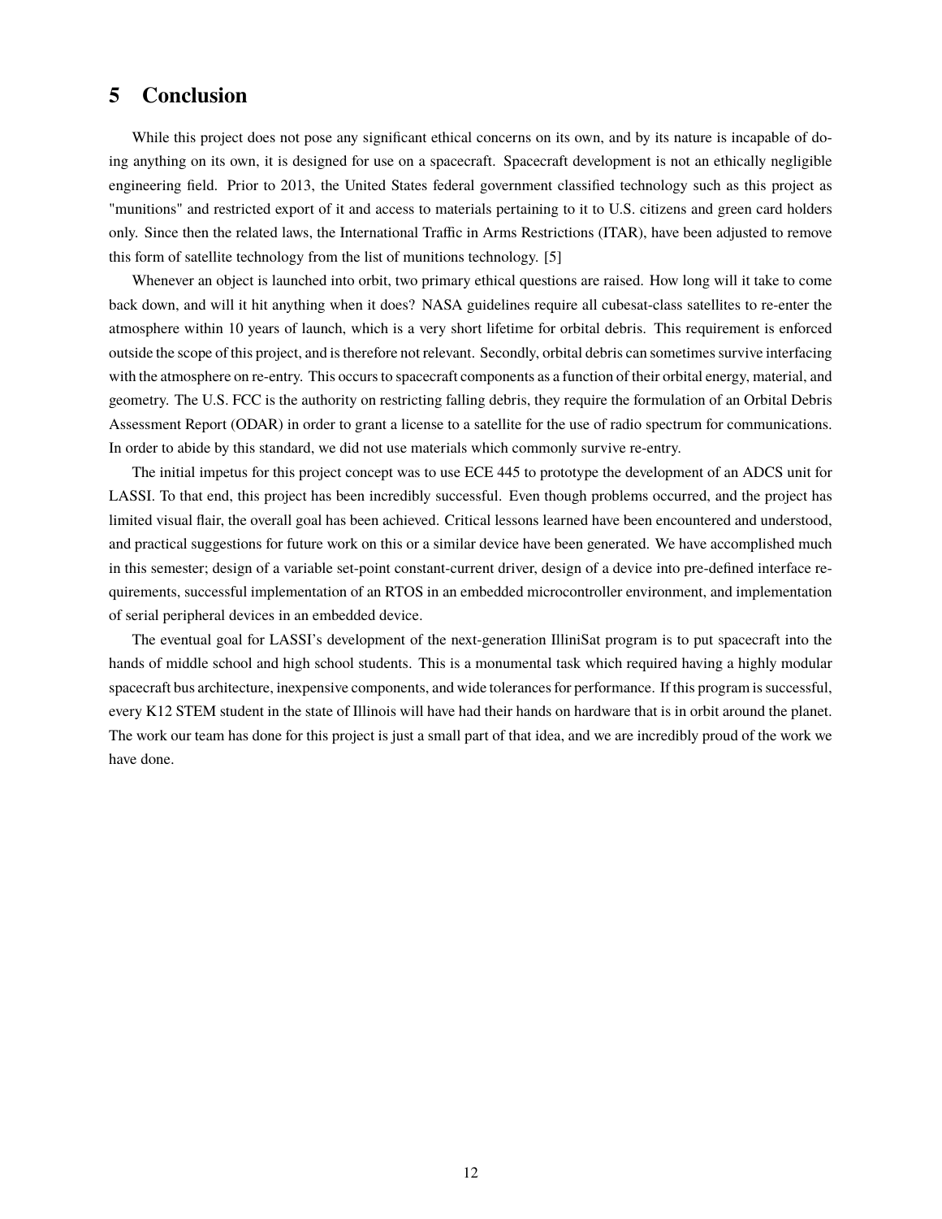# 5 Conclusion

While this project does not pose any significant ethical concerns on its own, and by its nature is incapable of doing anything on its own, it is designed for use on a spacecraft. Spacecraft development is not an ethically negligible engineering field. Prior to 2013, the United States federal government classified technology such as this project as "munitions" and restricted export of it and access to materials pertaining to it to U.S. citizens and green card holders only. Since then the related laws, the International Traffic in Arms Restrictions (ITAR), have been adjusted to remove this form of satellite technology from the list of munitions technology. [5]

Whenever an object is launched into orbit, two primary ethical questions are raised. How long will it take to come back down, and will it hit anything when it does? NASA guidelines require all cubesat-class satellites to re-enter the atmosphere within 10 years of launch, which is a very short lifetime for orbital debris. This requirement is enforced outside the scope of this project, and is therefore not relevant. Secondly, orbital debris can sometimes survive interfacing with the atmosphere on re-entry. This occurs to spacecraft components as a function of their orbital energy, material, and geometry. The U.S. FCC is the authority on restricting falling debris, they require the formulation of an Orbital Debris Assessment Report (ODAR) in order to grant a license to a satellite for the use of radio spectrum for communications. In order to abide by this standard, we did not use materials which commonly survive re-entry.

The initial impetus for this project concept was to use ECE 445 to prototype the development of an ADCS unit for LASSI. To that end, this project has been incredibly successful. Even though problems occurred, and the project has limited visual flair, the overall goal has been achieved. Critical lessons learned have been encountered and understood, and practical suggestions for future work on this or a similar device have been generated. We have accomplished much in this semester; design of a variable set-point constant-current driver, design of a device into pre-defined interface requirements, successful implementation of an RTOS in an embedded microcontroller environment, and implementation of serial peripheral devices in an embedded device.

The eventual goal for LASSI's development of the next-generation IlliniSat program is to put spacecraft into the hands of middle school and high school students. This is a monumental task which required having a highly modular spacecraft bus architecture, inexpensive components, and wide tolerances for performance. If this program is successful, every K12 STEM student in the state of Illinois will have had their hands on hardware that is in orbit around the planet. The work our team has done for this project is just a small part of that idea, and we are incredibly proud of the work we have done.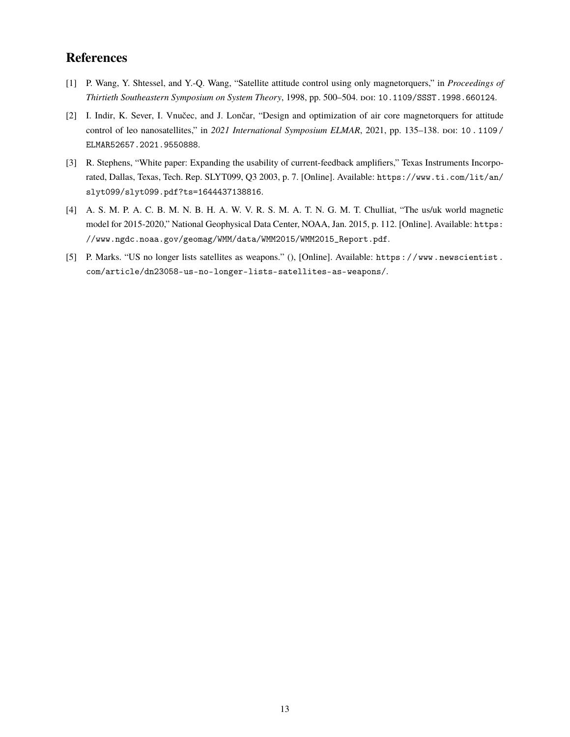# References

[1] P. Wang, Y. Shtessel, and Y.-Q. Wang, "Satellite attitude control using only magnetorquers," in *Proceedings of Thirtieth Southeastern Symposium on System Theory*, 1998, pp. 500–504. DOI: 10.1109/SSST.1998.660124.

[2] I. Indir, K. Sever, I. Vnučec, and J. Lončar, "Design and optimization of air core magnetorquers for attitude control of leo nanosatellites," in *2021 International Symposium ELMAR*, 2021, pp. 135–138. DOI: 10.1109/ELMAR52657.2021.9550888.

[3] R. Stephens, "White paper: Expanding the usability of current-feedback amplifiers," Texas Instruments Incorporated, Dallas, Texas, Tech. Rep. SLYT099, Q3 2003, p. 7. [Online]. Available: https://www.ti.com/lit/an/slyt099/slyt099.pdf?ts=1644437138816.

[4] A. S. M. P. A. C. B. M. N. B. H. A. W. V. R. S. M. A. T. N. G. M. T. Chulliat, "The us/uk world magnetic model for 2015-2020," National Geophysical Data Center, NOAA, Jan. 2015, p. 112. [Online]. Available: https://www.ngdc.noaa.gov/geomag/WMM/data/WMM2015/WMM2015_Report.pdf.

[5] P. Marks. "US no longer lists satellites as weapons." (), [Online]. Available: https://www.newscientist.com/article/dn23058-us-no-longer-lists-satellites-as-weapons/.